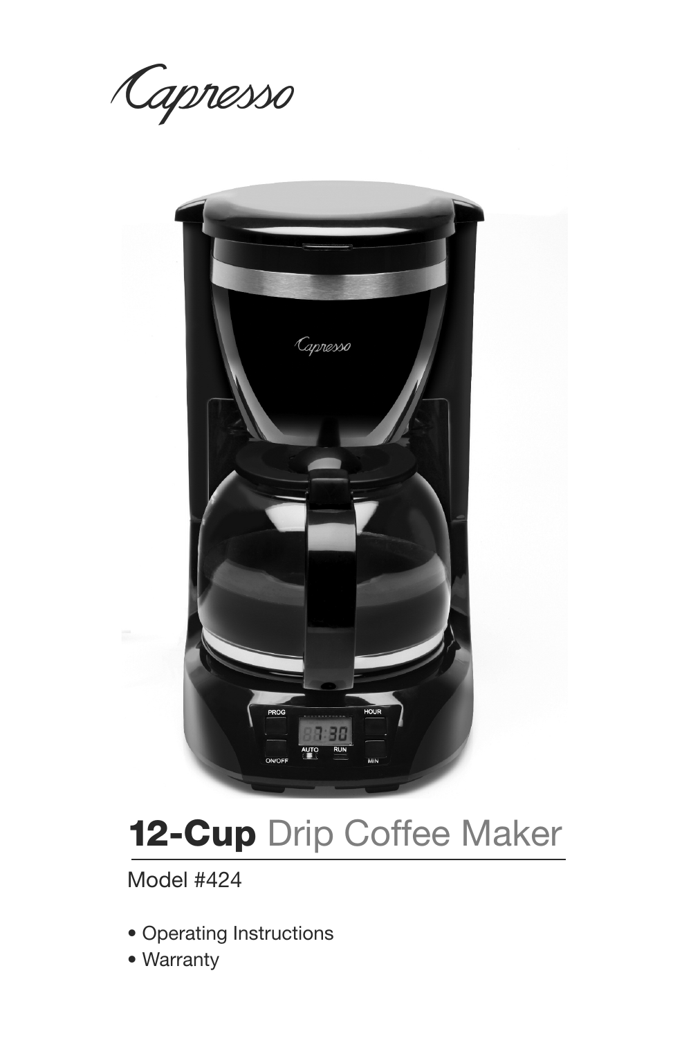Capresso

# 12-Cup Drip Coffee Maker

Model #424

- Operating Instructions
- Warranty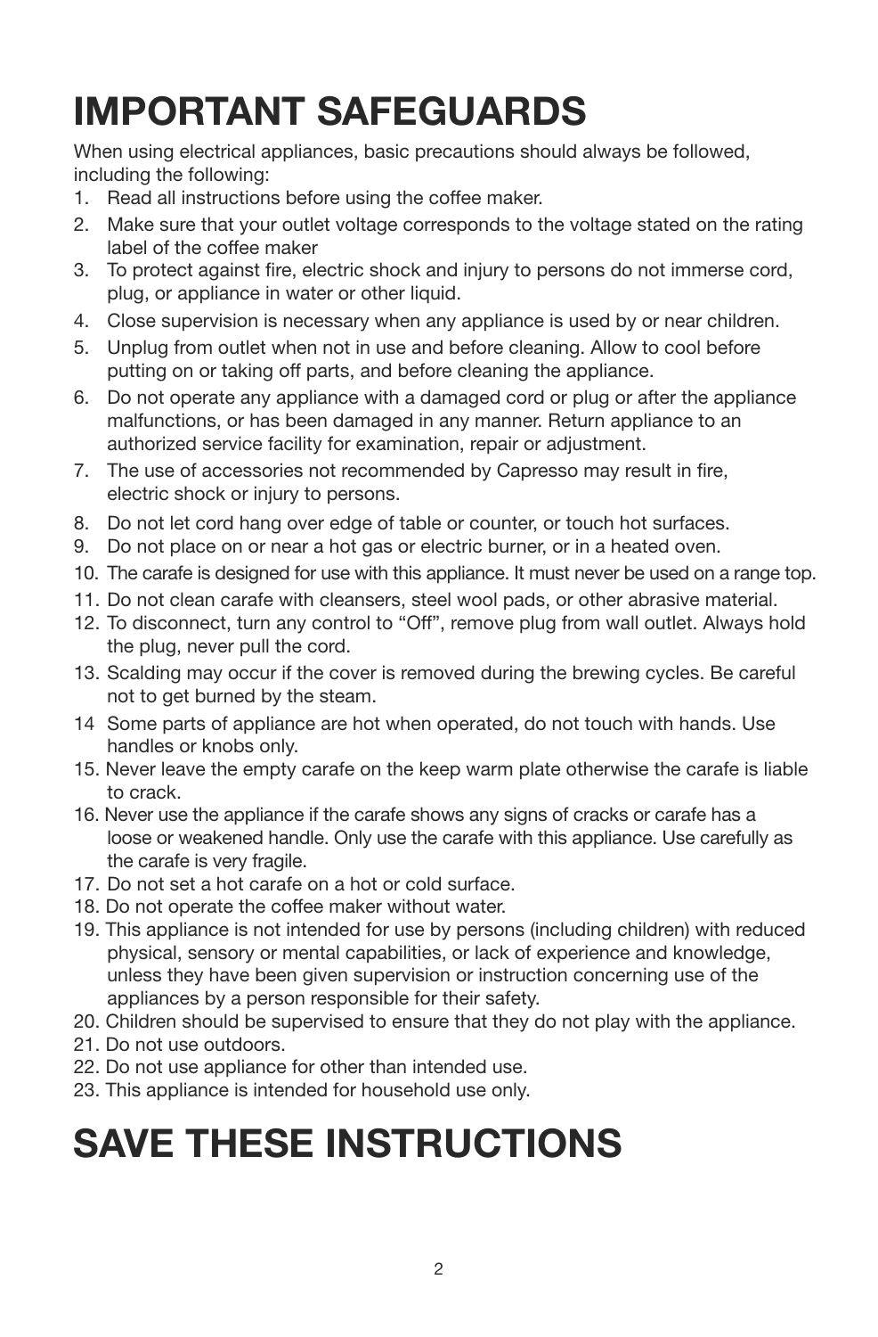# IMPORTANT SAFEGUARDS

When using electrical appliances, basic precautions should always be followed, including the following:

1. Read all instructions before using the coffee maker.
2. Make sure that your outlet voltage corresponds to the voltage stated on the rating label of the coffee maker
3. To protect against fire, electric shock and injury to persons do not immerse cord, plug, or appliance in water or other liquid.
4. Close supervision is necessary when any appliance is used by or near children.
5. Unplug from outlet when not in use and before cleaning. Allow to cool before putting on or taking off parts, and before cleaning the appliance.
6. Do not operate any appliance with a damaged cord or plug or after the appliance malfunctions, or has been damaged in any manner. Return appliance to an authorized service facility for examination, repair or adjustment.
7. The use of accessories not recommended by Capresso may result in fire, electric shock or injury to persons.
8. Do not let cord hang over edge of table or counter, or touch hot surfaces.
9. Do not place on or near a hot gas or electric burner, or in a heated oven.
10. The carafe is designed for use with this appliance. It must never be used on a range top.
11. Do not clean carafe with cleansers, steel wool pads, or other abrasive material.
12. To disconnect, turn any control to "Off", remove plug from wall outlet. Always hold the plug, never pull the cord.
13. Scalding may occur if the cover is removed during the brewing cycles. Be careful not to get burned by the steam.
14. Some parts of appliance are hot when operated, do not touch with hands. Use handles or knobs only.
15. Never leave the empty carafe on the keep warm plate otherwise the carafe is liable to crack.
16. Never use the appliance if the carafe shows any signs of cracks or carafe has a loose or weakened handle. Only use the carafe with this appliance. Use carefully as the carafe is very fragile.
17. Do not set a hot carafe on a hot or cold surface.
18. Do not operate the coffee maker without water.
19. This appliance is not intended for use by persons (including children) with reduced physical, sensory or mental capabilities, or lack of experience and knowledge, unless they have been given supervision or instruction concerning use of the appliances by a person responsible for their safety.
20. Children should be supervised to ensure that they do not play with the appliance.
21. Do not use outdoors.
22. Do not use appliance for other than intended use.
23. This appliance is intended for household use only.

# SAVE THESE INSTRUCTIONS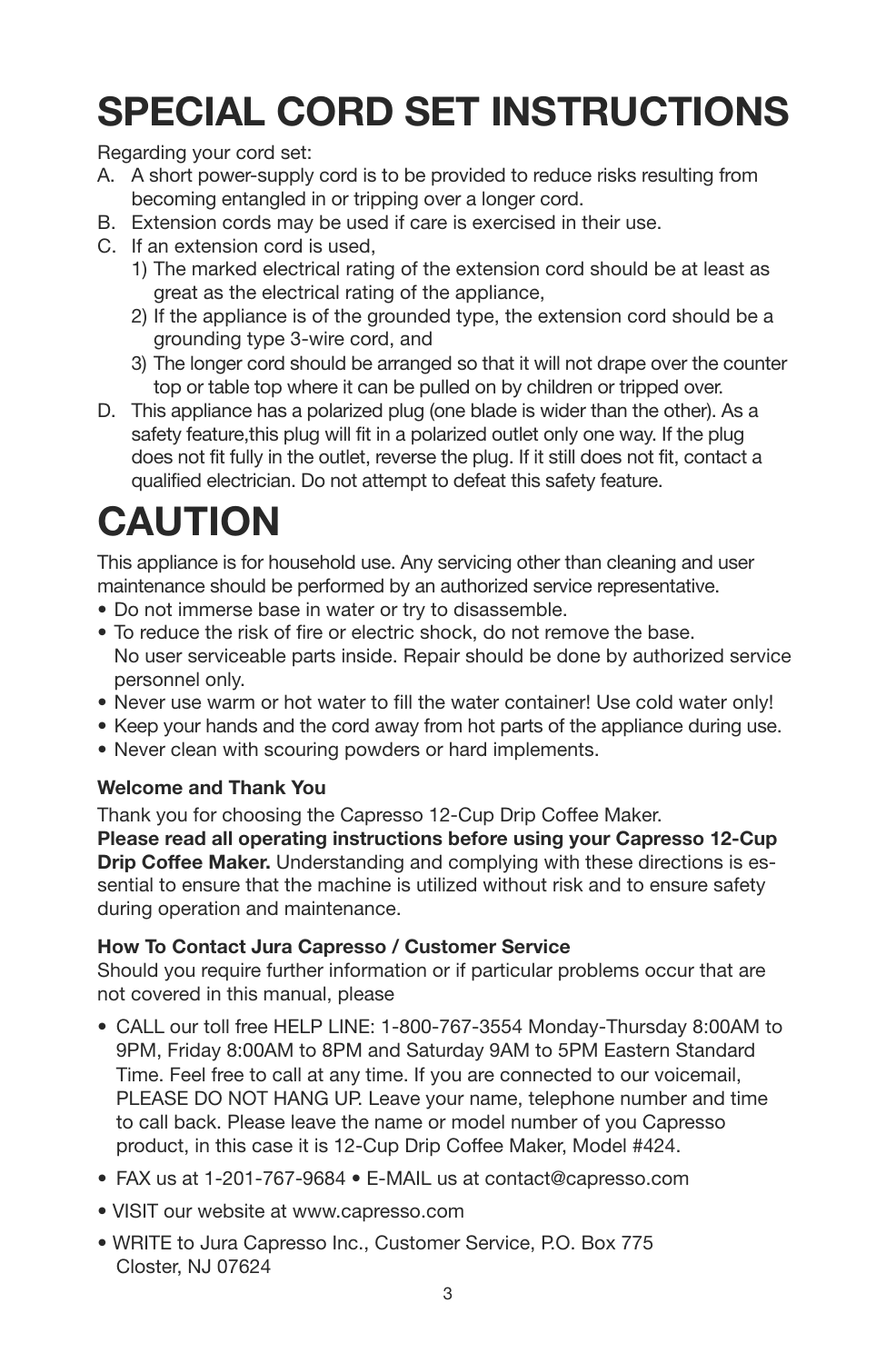# SPECIAL CORD SET INSTRUCTIONS

Regarding your cord set:

A. A short power-supply cord is to be provided to reduce risks resulting from becoming entangled in or tripping over a longer cord.

B. Extension cords may be used if care is exercised in their use.

C. If an extension cord is used,

   1) The marked electrical rating of the extension cord should be at least as great as the electrical rating of the appliance,

   2) If the appliance is of the grounded type, the extension cord should be a grounding type 3-wire cord, and

   3) The longer cord should be arranged so that it will not drape over the counter top or table top where it can be pulled on by children or tripped over.

D. This appliance has a polarized plug (one blade is wider than the other). As a safety feature,this plug will fit in a polarized outlet only one way. If the plug does not fit fully in the outlet, reverse the plug. If it still does not fit, contact a qualified electrician. Do not attempt to defeat this safety feature.

# CAUTION

This appliance is for household use. Any servicing other than cleaning and user maintenance should be performed by an authorized service representative.

- Do not immerse base in water or try to disassemble.
- To reduce the risk of fire or electric shock, do not remove the base. No user serviceable parts inside. Repair should be done by authorized service personnel only.
- Never use warm or hot water to fill the water container! Use cold water only!
- Keep your hands and the cord away from hot parts of the appliance during use.
- Never clean with scouring powders or hard implements.

**Welcome and Thank You**

Thank you for choosing the Capresso 12-Cup Drip Coffee Maker.
**Please read all operating instructions before using your Capresso 12-Cup Drip Coffee Maker.** Understanding and complying with these directions is essential to ensure that the machine is utilized without risk and to ensure safety during operation and maintenance.

**How To Contact Jura Capresso / Customer Service**

Should you require further information or if particular problems occur that are not covered in this manual, please

- CALL our toll free HELP LINE: 1-800-767-3554 Monday-Thursday 8:00AM to 9PM, Friday 8:00AM to 8PM and Saturday 9AM to 5PM Eastern Standard Time. Feel free to call at any time. If you are connected to our voicemail, PLEASE DO NOT HANG UP. Leave your name, telephone number and time to call back. Please leave the name or model number of you Capresso product, in this case it is 12-Cup Drip Coffee Maker, Model #424.
- FAX us at 1-201-767-9684 • E-MAIL us at contact@capresso.com
- VISIT our website at www.capresso.com
- WRITE to Jura Capresso Inc., Customer Service, P.O. Box 775 Closter, NJ 07624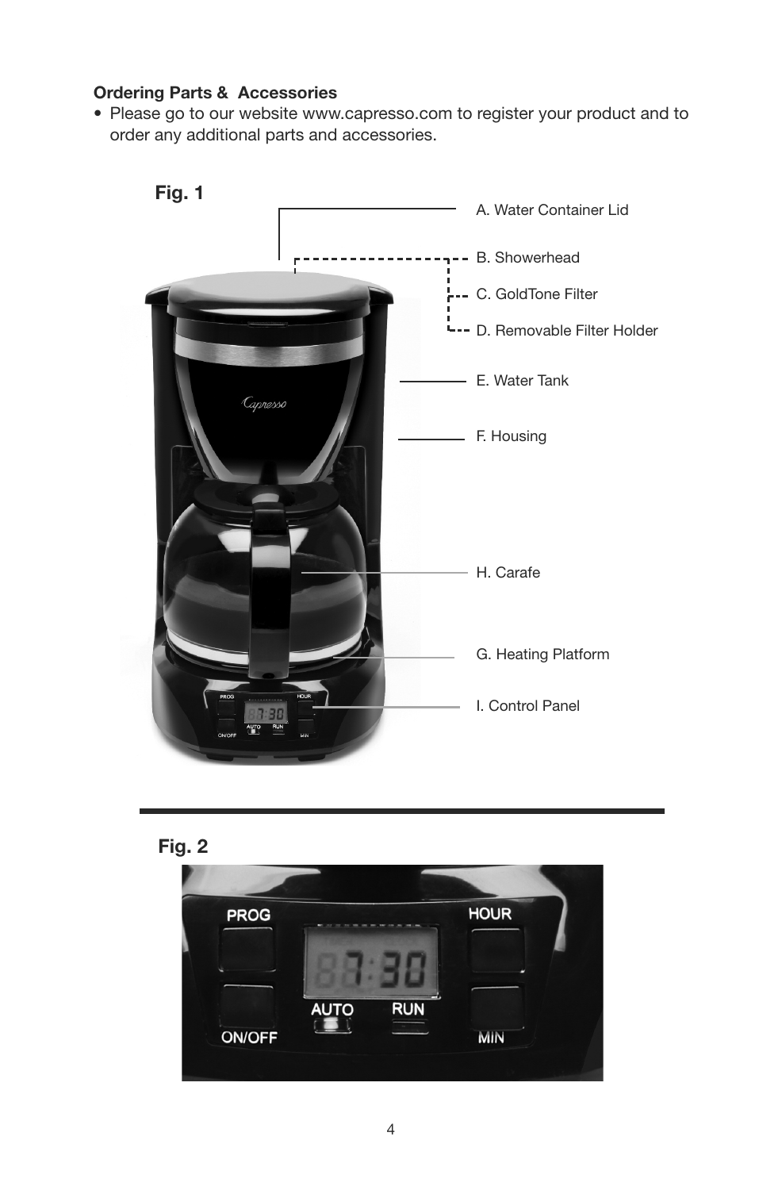**Ordering Parts & Accessories**

- Please go to our website www.capresso.com to register your product and to order any additional parts and accessories.

**Fig. 1**

A. Water Container Lid

B. Showerhead

C. GoldTone Filter

D. Removable Filter Holder

E. Water Tank

F. Housing

H. Carafe

G. Heating Platform

I. Control Panel

**Fig. 2**

PROG

HOUR

AUTO

RUN

ON/OFF

MIN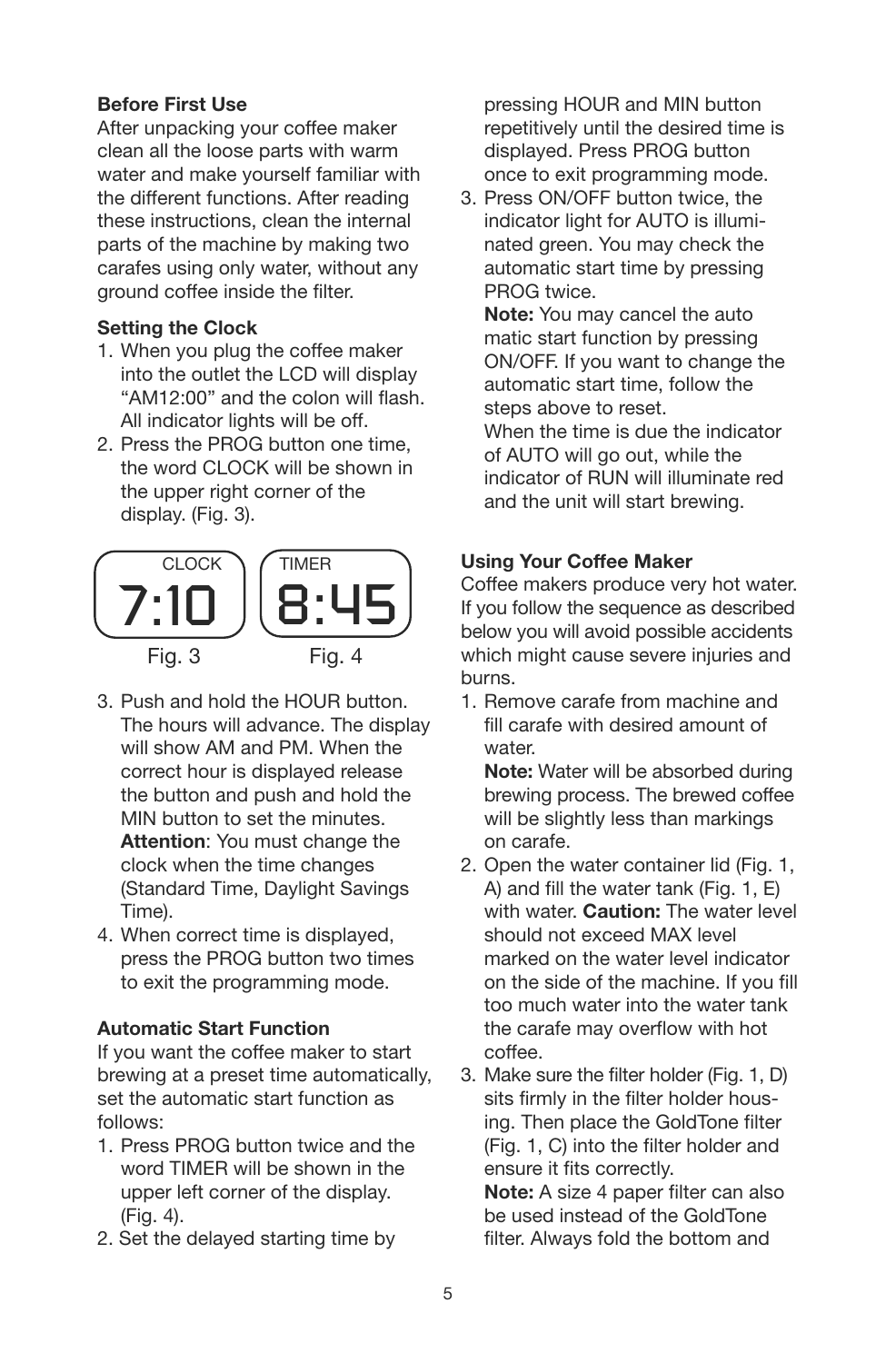**Before First Use**

After unpacking your coffee maker clean all the loose parts with warm water and make yourself familiar with the different functions. After reading these instructions, clean the internal parts of the machine by making two carafes using only water, without any ground coffee inside the filter.

**Setting the Clock**

1. When you plug the coffee maker into the outlet the LCD will display "AM12:00" and the colon will flash. All indicator lights will be off.
2. Press the PROG button one time, the word CLOCK will be shown in the upper right corner of the display. (Fig. 3).

CLOCK 7:10 — Fig. 3

TIMER 8:45 — Fig. 4

3. Push and hold the HOUR button. The hours will advance. The display will show AM and PM. When the correct hour is displayed release the button and push and hold the MIN button to set the minutes.
   **Attention**: You must change the clock when the time changes (Standard Time, Daylight Savings Time).
4. When correct time is displayed, press the PROG button two times to exit the programming mode.

**Automatic Start Function**

If you want the coffee maker to start brewing at a preset time automatically, set the automatic start function as follows:

1. Press PROG button twice and the word TIMER will be shown in the upper left corner of the display. (Fig. 4).
2. Set the delayed starting time by pressing HOUR and MIN button repetitively until the desired time is displayed. Press PROG button once to exit programming mode.
3. Press ON/OFF button twice, the indicator light for AUTO is illuminated green. You may check the automatic start time by pressing PROG twice.
   **Note:** You may cancel the auto matic start function by pressing ON/OFF. If you want to change the automatic start time, follow the steps above to reset.
   When the time is due the indicator of AUTO will go out, while the indicator of RUN will illuminate red and the unit will start brewing.

**Using Your Coffee Maker**

Coffee makers produce very hot water. If you follow the sequence as described below you will avoid possible accidents which might cause severe injuries and burns.

1. Remove carafe from machine and fill carafe with desired amount of water.
   **Note:** Water will be absorbed during brewing process. The brewed coffee will be slightly less than markings on carafe.
2. Open the water container lid (Fig. 1, A) and fill the water tank (Fig. 1, E) with water. **Caution:** The water level should not exceed MAX level marked on the water level indicator on the side of the machine. If you fill too much water into the water tank the carafe may overflow with hot coffee.
3. Make sure the filter holder (Fig. 1, D) sits firmly in the filter holder housing. Then place the GoldTone filter (Fig. 1, C) into the filter holder and ensure it fits correctly.
   **Note:** A size 4 paper filter can also be used instead of the GoldTone filter. Always fold the bottom and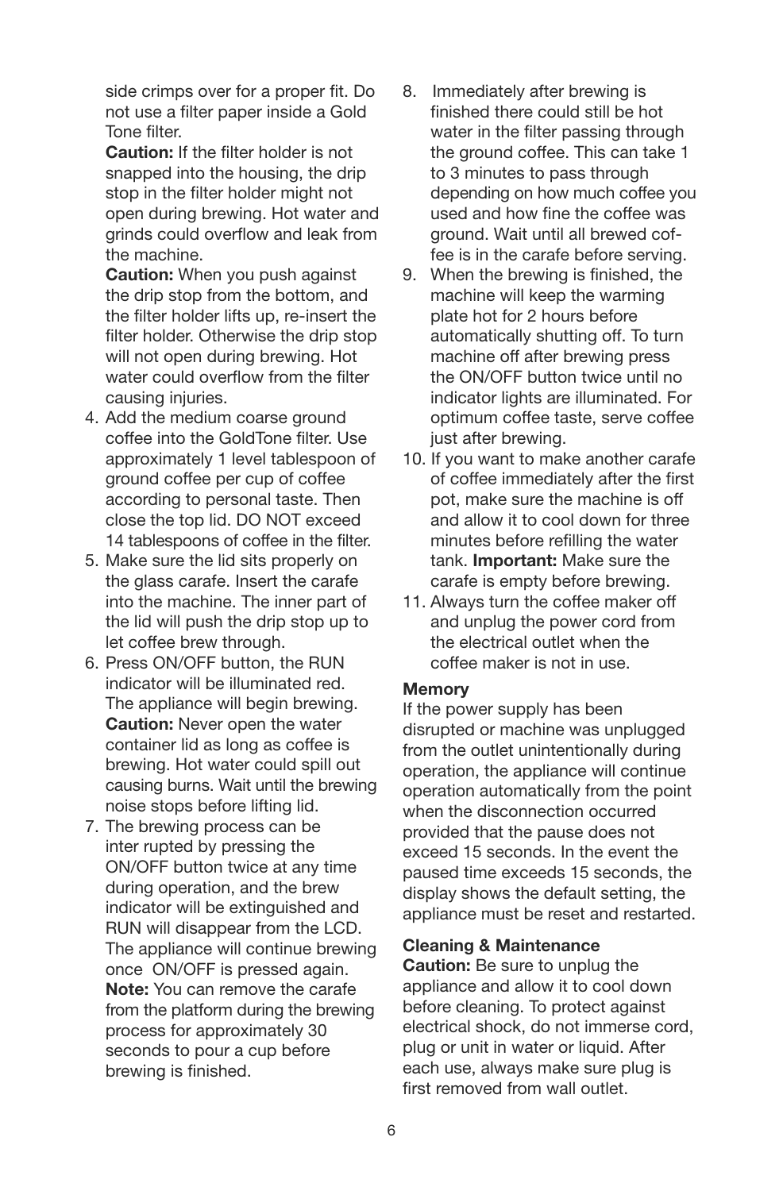side crimps over for a proper fit. Do not use a filter paper inside a Gold Tone filter.

**Caution:** If the filter holder is not snapped into the housing, the drip stop in the filter holder might not open during brewing. Hot water and grinds could overflow and leak from the machine.

**Caution:** When you push against the drip stop from the bottom, and the filter holder lifts up, re-insert the filter holder. Otherwise the drip stop will not open during brewing. Hot water could overflow from the filter causing injuries.

4. Add the medium coarse ground coffee into the GoldTone filter. Use approximately 1 level tablespoon of ground coffee per cup of coffee according to personal taste. Then close the top lid. DO NOT exceed 14 tablespoons of coffee in the filter.
5. Make sure the lid sits properly on the glass carafe. Insert the carafe into the machine. The inner part of the lid will push the drip stop up to let coffee brew through.
6. Press ON/OFF button, the RUN indicator will be illuminated red. The appliance will begin brewing. **Caution:** Never open the water container lid as long as coffee is brewing. Hot water could spill out causing burns. Wait until the brewing noise stops before lifting lid.
7. The brewing process can be inter rupted by pressing the ON/OFF button twice at any time during operation, and the brew indicator will be extinguished and RUN will disappear from the LCD. The appliance will continue brewing once ON/OFF is pressed again. **Note:** You can remove the carafe from the platform during the brewing process for approximately 30 seconds to pour a cup before brewing is finished.
8. Immediately after brewing is finished there could still be hot water in the filter passing through the ground coffee. This can take 1 to 3 minutes to pass through depending on how much coffee you used and how fine the coffee was ground. Wait until all brewed coffee is in the carafe before serving.
9. When the brewing is finished, the machine will keep the warming plate hot for 2 hours before automatically shutting off. To turn machine off after brewing press the ON/OFF button twice until no indicator lights are illuminated. For optimum coffee taste, serve coffee just after brewing.
10. If you want to make another carafe of coffee immediately after the first pot, make sure the machine is off and allow it to cool down for three minutes before refilling the water tank. **Important:** Make sure the carafe is empty before brewing.
11. Always turn the coffee maker off and unplug the power cord from the electrical outlet when the coffee maker is not in use.

**Memory**

If the power supply has been disrupted or machine was unplugged from the outlet unintentionally during operation, the appliance will continue operation automatically from the point when the disconnection occurred provided that the pause does not exceed 15 seconds. In the event the paused time exceeds 15 seconds, the display shows the default setting, the appliance must be reset and restarted.

**Cleaning & Maintenance**

**Caution:** Be sure to unplug the appliance and allow it to cool down before cleaning. To protect against electrical shock, do not immerse cord, plug or unit in water or liquid. After each use, always make sure plug is first removed from wall outlet.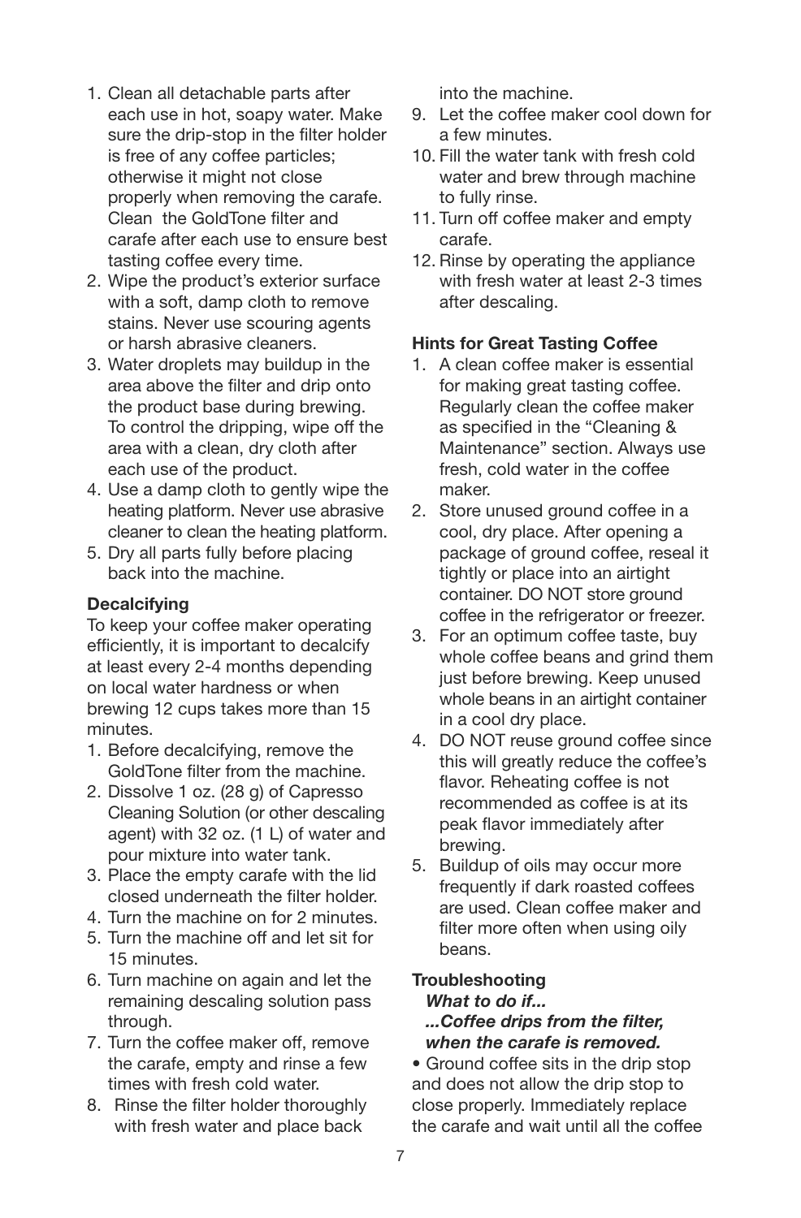1. Clean all detachable parts after each use in hot, soapy water. Make sure the drip-stop in the filter holder is free of any coffee particles; otherwise it might not close properly when removing the carafe. Clean the GoldTone filter and carafe after each use to ensure best tasting coffee every time.
2. Wipe the product's exterior surface with a soft, damp cloth to remove stains. Never use scouring agents or harsh abrasive cleaners.
3. Water droplets may buildup in the area above the filter and drip onto the product base during brewing. To control the dripping, wipe off the area with a clean, dry cloth after each use of the product.
4. Use a damp cloth to gently wipe the heating platform. Never use abrasive cleaner to clean the heating platform.
5. Dry all parts fully before placing back into the machine.

**Decalcifying**

To keep your coffee maker operating efficiently, it is important to decalcify at least every 2-4 months depending on local water hardness or when brewing 12 cups takes more than 15 minutes.

1. Before decalcifying, remove the GoldTone filter from the machine.
2. Dissolve 1 oz. (28 g) of Capresso Cleaning Solution (or other descaling agent) with 32 oz. (1 L) of water and pour mixture into water tank.
3. Place the empty carafe with the lid closed underneath the filter holder.
4. Turn the machine on for 2 minutes.
5. Turn the machine off and let sit for 15 minutes.
6. Turn machine on again and let the remaining descaling solution pass through.
7. Turn the coffee maker off, remove the carafe, empty and rinse a few times with fresh cold water.
8. Rinse the filter holder thoroughly with fresh water and place back into the machine.
9. Let the coffee maker cool down for a few minutes.
10. Fill the water tank with fresh cold water and brew through machine to fully rinse.
11. Turn off coffee maker and empty carafe.
12. Rinse by operating the appliance with fresh water at least 2-3 times after descaling.

**Hints for Great Tasting Coffee**

1. A clean coffee maker is essential for making great tasting coffee. Regularly clean the coffee maker as specified in the "Cleaning & Maintenance" section. Always use fresh, cold water in the coffee maker.
2. Store unused ground coffee in a cool, dry place. After opening a package of ground coffee, reseal it tightly or place into an airtight container. DO NOT store ground coffee in the refrigerator or freezer.
3. For an optimum coffee taste, buy whole coffee beans and grind them just before brewing. Keep unused whole beans in an airtight container in a cool dry place.
4. DO NOT reuse ground coffee since this will greatly reduce the coffee's flavor. Reheating coffee is not recommended as coffee is at its peak flavor immediately after brewing.
5. Buildup of oils may occur more frequently if dark roasted coffees are used. Clean coffee maker and filter more often when using oily beans.

**Troubleshooting**

***What to do if...***
***...Coffee drips from the filter, when the carafe is removed.***

• Ground coffee sits in the drip stop and does not allow the drip stop to close properly. Immediately replace the carafe and wait until all the coffee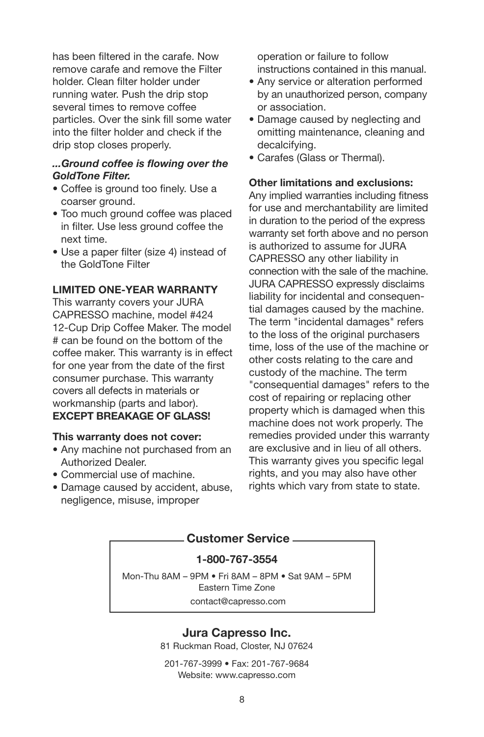has been filtered in the carafe. Now remove carafe and remove the Filter holder. Clean filter holder under running water. Push the drip stop several times to remove coffee particles. Over the sink fill some water into the filter holder and check if the drip stop closes properly.

***...Ground coffee is flowing over the GoldTone Filter.***

- Coffee is ground too finely. Use a coarser ground.
- Too much ground coffee was placed in filter. Use less ground coffee the next time.
- Use a paper filter (size 4) instead of the GoldTone Filter

**LIMITED ONE-YEAR WARRANTY**

This warranty covers your JURA CAPRESSO machine, model #424 12-Cup Drip Coffee Maker. The model # can be found on the bottom of the coffee maker. This warranty is in effect for one year from the date of the first consumer purchase. This warranty covers all defects in materials or workmanship (parts and labor).
**EXCEPT BREAKAGE OF GLASS!**

**This warranty does not cover:**

- Any machine not purchased from an Authorized Dealer.
- Commercial use of machine.
- Damage caused by accident, abuse, negligence, misuse, improper operation or failure to follow instructions contained in this manual.
- Any service or alteration performed by an unauthorized person, company or association.
- Damage caused by neglecting and omitting maintenance, cleaning and decalcifying.
- Carafes (Glass or Thermal).

**Other limitations and exclusions:**
Any implied warranties including fitness for use and merchantability are limited in duration to the period of the express warranty set forth above and no person is authorized to assume for JURA CAPRESSO any other liability in connection with the sale of the machine. JURA CAPRESSO expressly disclaims liability for incidental and consequential damages caused by the machine. The term "incidental damages" refers to the loss of the original purchasers time, loss of the use of the machine or other costs relating to the care and custody of the machine. The term "consequential damages" refers to the cost of repairing or replacing other property which is damaged when this machine does not work properly. The remedies provided under this warranty are exclusive and in lieu of all others. This warranty gives you specific legal rights, and you may also have other rights which vary from state to state.

**Customer Service**

**1-800-767-3554**

Mon-Thu 8AM – 9PM • Fri 8AM – 8PM • Sat 9AM – 5PM
Eastern Time Zone
contact@capresso.com

**Jura Capresso Inc.**
81 Ruckman Road, Closter, NJ 07624

201-767-3999 • Fax: 201-767-9684
Website: www.capresso.com